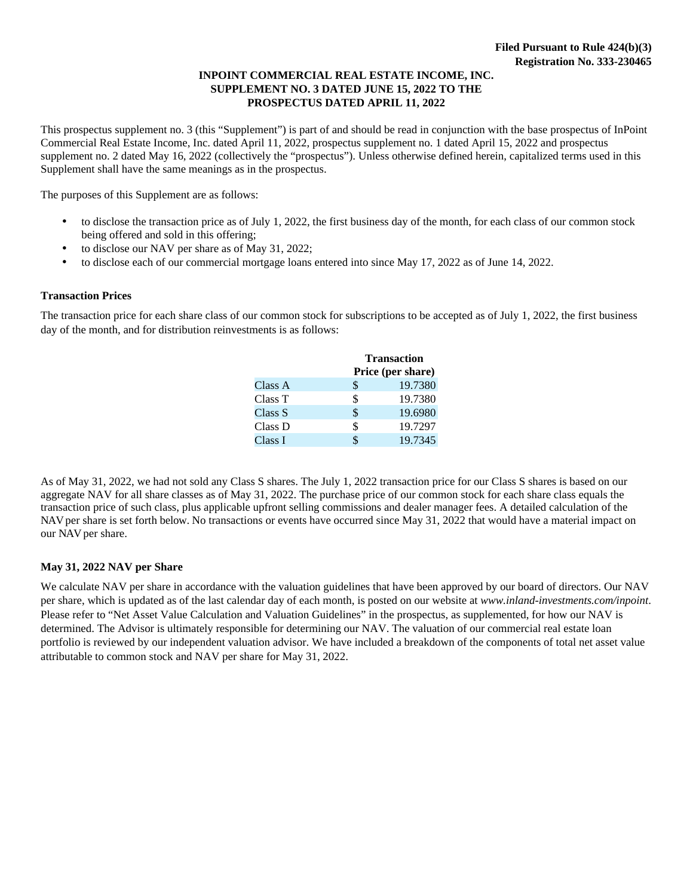**Filed Pursuant to Rule 424(b)(3)**
**Registration No. 333-230465**

**INPOINT COMMERCIAL REAL ESTATE INCOME, INC.**
**SUPPLEMENT NO. 3 DATED JUNE 15, 2022 TO THE**
**PROSPECTUS DATED APRIL 11, 2022**

This prospectus supplement no. 3 (this “Supplement”) is part of and should be read in conjunction with the base prospectus of InPoint Commercial Real Estate Income, Inc. dated April 11, 2022, prospectus supplement no. 1 dated April 15, 2022 and prospectus supplement no. 2 dated May 16, 2022 (collectively the “prospectus”). Unless otherwise defined herein, capitalized terms used in this Supplement shall have the same meanings as in the prospectus.

The purposes of this Supplement are as follows:

- to disclose the transaction price as of July 1, 2022, the first business day of the month, for each class of our common stock being offered and sold in this offering;
- to disclose our NAV per share as of May 31, 2022;
- to disclose each of our commercial mortgage loans entered into since May 17, 2022 as of June 14, 2022.

**Transaction Prices**

The transaction price for each share class of our common stock for subscriptions to be accepted as of July 1, 2022, the first business day of the month, and for distribution reinvestments is as follows:

| | Transaction Price (per share) |
|---|---|
| Class A | $ 19.7380 |
| Class T | $ 19.7380 |
| Class S | $ 19.6980 |
| Class D | $ 19.7297 |
| Class I | $ 19.7345 |

As of May 31, 2022, we had not sold any Class S shares. The July 1, 2022 transaction price for our Class S shares is based on our aggregate NAV for all share classes as of May 31, 2022. The purchase price of our common stock for each share class equals the transaction price of such class, plus applicable upfront selling commissions and dealer manager fees. A detailed calculation of the NAV per share is set forth below. No transactions or events have occurred since May 31, 2022 that would have a material impact on our NAV per share.

**May 31, 2022 NAV per Share**

We calculate NAV per share in accordance with the valuation guidelines that have been approved by our board of directors. Our NAV per share, which is updated as of the last calendar day of each month, is posted on our website at *www.inland-investments.com/inpoint*. Please refer to “Net Asset Value Calculation and Valuation Guidelines” in the prospectus, as supplemented, for how our NAV is determined. The Advisor is ultimately responsible for determining our NAV. The valuation of our commercial real estate loan portfolio is reviewed by our independent valuation advisor. We have included a breakdown of the components of total net asset value attributable to common stock and NAV per share for May 31, 2022.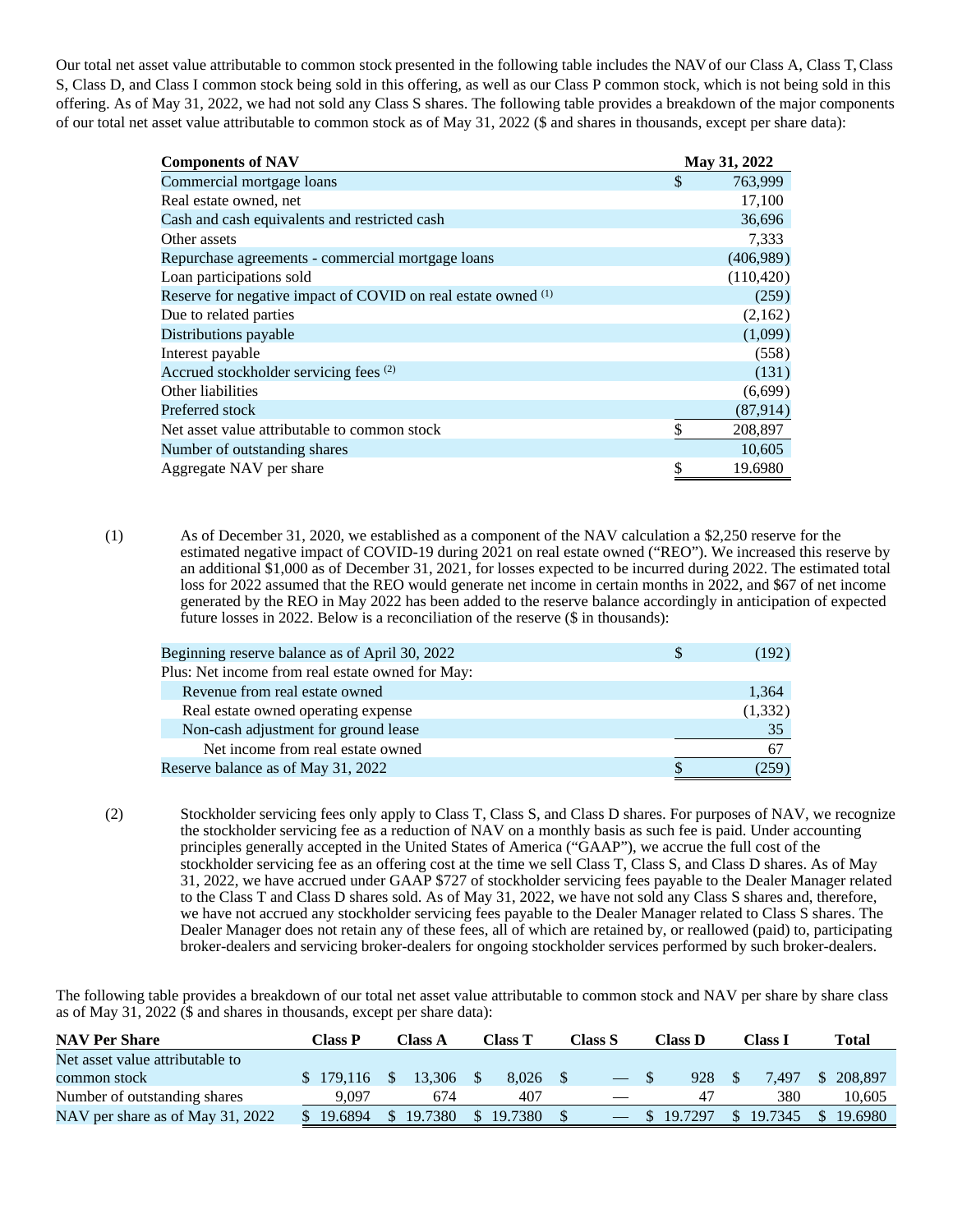Our total net asset value attributable to common stock presented in the following table includes the NAV of our Class A, Class T, Class S, Class D, and Class I common stock being sold in this offering, as well as our Class P common stock, which is not being sold in this offering. As of May 31, 2022, we had not sold any Class S shares. The following table provides a breakdown of the major components of our total net asset value attributable to common stock as of May 31, 2022 ($ and shares in thousands, except per share data):

| Components of NAV | May 31, 2022 |
|---|---|
| Commercial mortgage loans | $ 763,999 |
| Real estate owned, net | 17,100 |
| Cash and cash equivalents and restricted cash | 36,696 |
| Other assets | 7,333 |
| Repurchase agreements - commercial mortgage loans | (406,989) |
| Loan participations sold | (110,420) |
| Reserve for negative impact of COVID on real estate owned (1) | (259) |
| Due to related parties | (2,162) |
| Distributions payable | (1,099) |
| Interest payable | (558) |
| Accrued stockholder servicing fees (2) | (131) |
| Other liabilities | (6,699) |
| Preferred stock | (87,914) |
| Net asset value attributable to common stock | $ 208,897 |
| Number of outstanding shares | 10,605 |
| Aggregate NAV per share | $ 19.6980 |

(1) As of December 31, 2020, we established as a component of the NAV calculation a $2,250 reserve for the estimated negative impact of COVID-19 during 2021 on real estate owned ("REO"). We increased this reserve by an additional $1,000 as of December 31, 2021, for losses expected to be incurred during 2022. The estimated total loss for 2022 assumed that the REO would generate net income in certain months in 2022, and $67 of net income generated by the REO in May 2022 has been added to the reserve balance accordingly in anticipation of expected future losses in 2022. Below is a reconciliation of the reserve ($ in thousands):

| | |
|---|---|
| Beginning reserve balance as of April 30, 2022 | $ (192) |
| Plus: Net income from real estate owned for May: | |
| Revenue from real estate owned | 1,364 |
| Real estate owned operating expense | (1,332) |
| Non-cash adjustment for ground lease | 35 |
| Net income from real estate owned | 67 |
| Reserve balance as of May 31, 2022 | $ (259) |

(2) Stockholder servicing fees only apply to Class T, Class S, and Class D shares. For purposes of NAV, we recognize the stockholder servicing fee as a reduction of NAV on a monthly basis as such fee is paid. Under accounting principles generally accepted in the United States of America ("GAAP"), we accrue the full cost of the stockholder servicing fee as an offering cost at the time we sell Class T, Class S, and Class D shares. As of May 31, 2022, we have accrued under GAAP $727 of stockholder servicing fees payable to the Dealer Manager related to the Class T and Class D shares sold. As of May 31, 2022, we have not sold any Class S shares and, therefore, we have not accrued any stockholder servicing fees payable to the Dealer Manager related to Class S shares. The Dealer Manager does not retain any of these fees, all of which are retained by, or reallowed (paid) to, participating broker-dealers and servicing broker-dealers for ongoing stockholder services performed by such broker-dealers.

The following table provides a breakdown of our total net asset value attributable to common stock and NAV per share by share class as of May 31, 2022 ($ and shares in thousands, except per share data):

| NAV Per Share | Class P | Class A | Class T | Class S | Class D | Class I | Total |
|---|---|---|---|---|---|---|---|
| Net asset value attributable to common stock | $ 179,116 | $ 13,306 | $ 8,026 | $ — | $ 928 | $ 7,497 | $ 208,897 |
| Number of outstanding shares | 9,097 | 674 | 407 | — | 47 | 380 | 10,605 |
| NAV per share as of May 31, 2022 | $ 19.6894 | $ 19.7380 | $ 19.7380 | $ — | $ 19.7297 | $ 19.7345 | $ 19.6980 |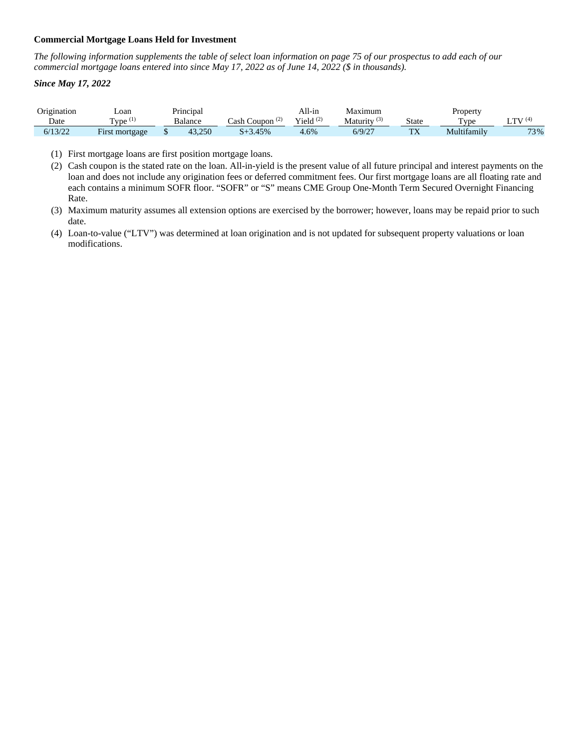**Commercial Mortgage Loans Held for Investment**

*The following information supplements the table of select loan information on page 75 of our prospectus to add each of our commercial mortgage loans entered into since May 17, 2022 as of June 14, 2022 ($ in thousands).*

***Since May 17, 2022***

| Origination Date | Loan Type [(1)] | Principal Balance | Cash Coupon [(2)] | All-in Yield [(2)] | Maximum Maturity [(3)] | State | Property Type | LTV [(4)] |
|---|---|---|---|---|---|---|---|---|
| 6/13/22 | First mortgage | $ 43,250 | S+3.45% | 4.6% | 6/9/27 | TX | Multifamily | 73% |

(1) First mortgage loans are first position mortgage loans.

(2) Cash coupon is the stated rate on the loan. All-in-yield is the present value of all future principal and interest payments on the loan and does not include any origination fees or deferred commitment fees. Our first mortgage loans are all floating rate and each contains a minimum SOFR floor. "SOFR" or "S" means CME Group One-Month Term Secured Overnight Financing Rate.

(3) Maximum maturity assumes all extension options are exercised by the borrower; however, loans may be repaid prior to such date.

(4) Loan-to-value ("LTV") was determined at loan origination and is not updated for subsequent property valuations or loan modifications.